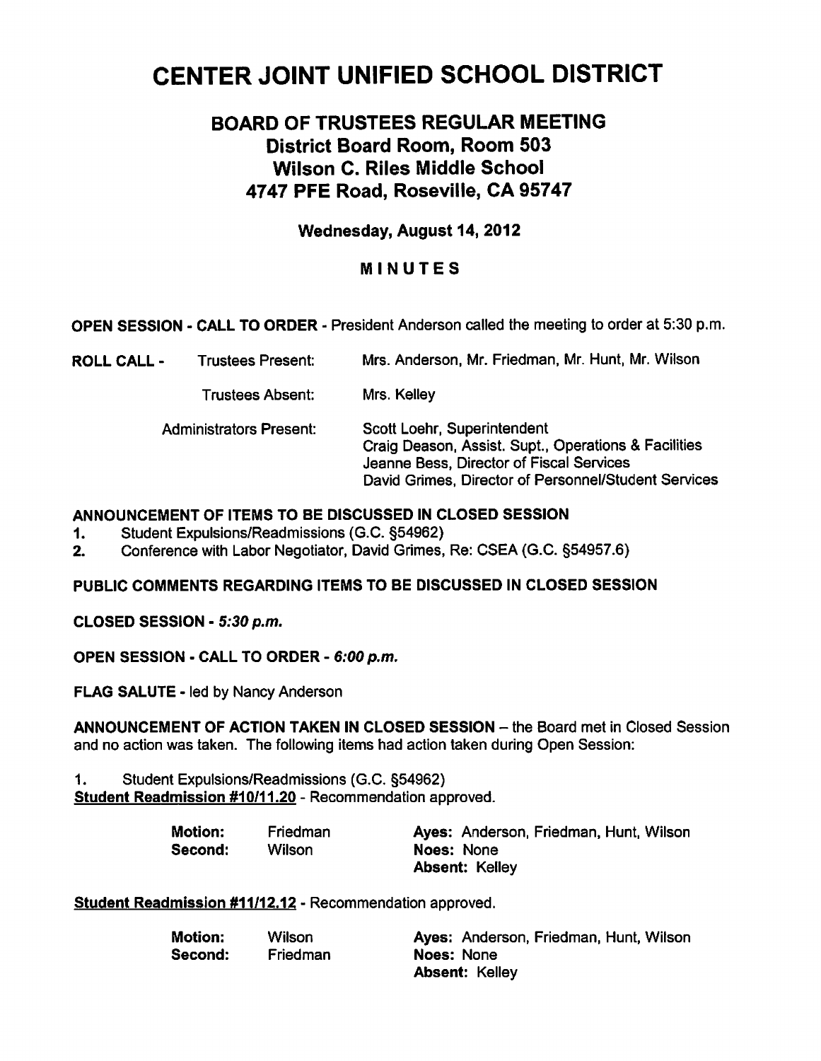# CENTER JOINT UNIFIED SCHOOL DISTRICT

## BOARD OF TRUSTEES REGULAR MEETING
## District Board Room, Room 503
## Wilson C. Riles Middle School
## 4747 PFE Road, Roseville, CA 95747

### Wednesday, August 14, 2012

### MINUTES

**OPEN SESSION - CALL TO ORDER** - President Anderson called the meeting to order at 5:30 p.m.

**ROLL CALL** - Trustees Present: Mrs. Anderson, Mr. Friedman, Mr. Hunt, Mr. Wilson

Trustees Absent: Mrs. Kelley

Administrators Present:
Scott Loehr, Superintendent
Craig Deason, Assist. Supt., Operations & Facilities
Jeanne Bess, Director of Fiscal Services
David Grimes, Director of Personnel/Student Services

**ANNOUNCEMENT OF ITEMS TO BE DISCUSSED IN CLOSED SESSION**

1. Student Expulsions/Readmissions (G.C. §54962)
2. Conference with Labor Negotiator, David Grimes, Re: CSEA (G.C. §54957.6)

**PUBLIC COMMENTS REGARDING ITEMS TO BE DISCUSSED IN CLOSED SESSION**

**CLOSED SESSION** - *5:30 p.m.*

**OPEN SESSION - CALL TO ORDER** - *6:00 p.m.*

**FLAG SALUTE** - led by Nancy Anderson

**ANNOUNCEMENT OF ACTION TAKEN IN CLOSED SESSION** – the Board met in Closed Session and no action was taken. The following items had action taken during Open Session:

1. Student Expulsions/Readmissions (G.C. §54962)

**Student Readmission #10/11.20** - Recommendation approved.

**Motion:** Friedman
**Second:** Wilson
**Ayes:** Anderson, Friedman, Hunt, Wilson
**Noes:** None
**Absent:** Kelley

**Student Readmission #11/12.12** - Recommendation approved.

**Motion:** Wilson
**Second:** Friedman
**Ayes:** Anderson, Friedman, Hunt, Wilson
**Noes:** None
**Absent:** Kelley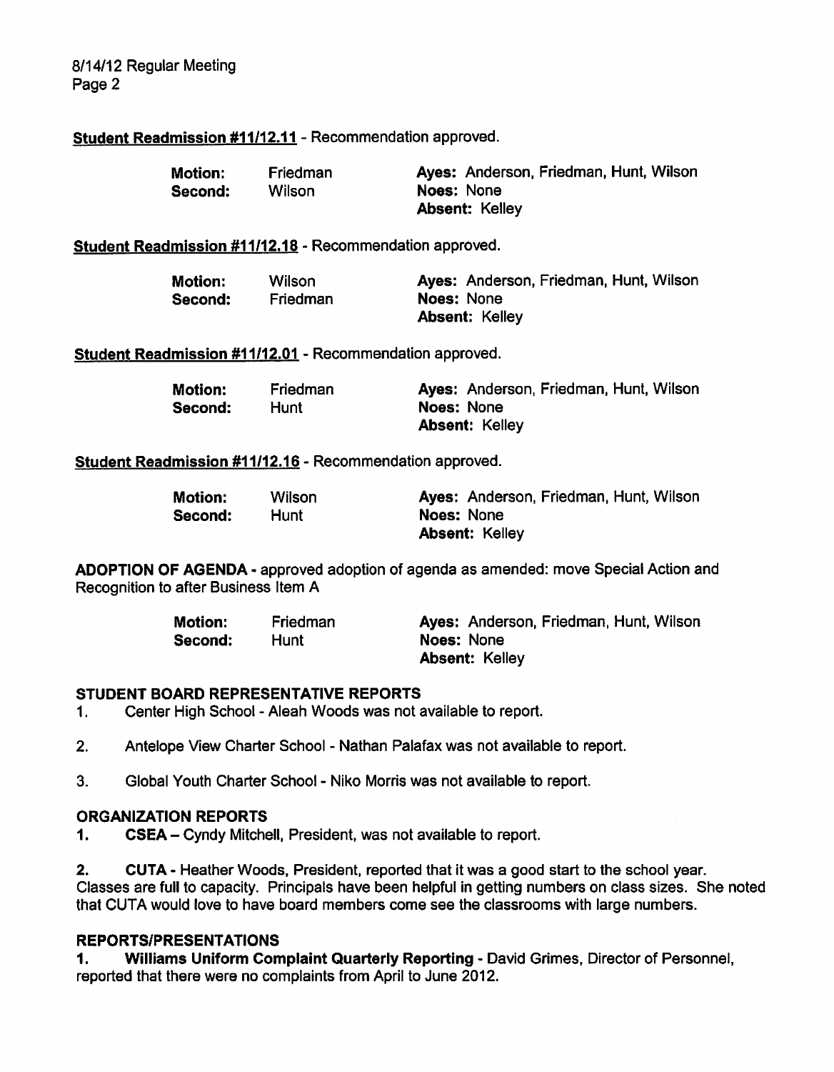**Student Readmission #11/12.11** - Recommendation approved.

| | | |
|---|---|---|
| **Motion:** | Friedman | **Ayes:** Anderson, Friedman, Hunt, Wilson |
| **Second:** | Wilson | **Noes:** None |
| | | **Absent:** Kelley |

**Student Readmission #11/12.18** - Recommendation approved.

| | | |
|---|---|---|
| **Motion:** | Wilson | **Ayes:** Anderson, Friedman, Hunt, Wilson |
| **Second:** | Friedman | **Noes:** None |
| | | **Absent:** Kelley |

**Student Readmission #11/12.01** - Recommendation approved.

| | | |
|---|---|---|
| **Motion:** | Friedman | **Ayes:** Anderson, Friedman, Hunt, Wilson |
| **Second:** | Hunt | **Noes:** None |
| | | **Absent:** Kelley |

**Student Readmission #11/12.16** - Recommendation approved.

| | | |
|---|---|---|
| **Motion:** | Wilson | **Ayes:** Anderson, Friedman, Hunt, Wilson |
| **Second:** | Hunt | **Noes:** None |
| | | **Absent:** Kelley |

**ADOPTION OF AGENDA** - approved adoption of agenda as amended: move Special Action and Recognition to after Business Item A

| | | |
|---|---|---|
| **Motion:** | Friedman | **Ayes:** Anderson, Friedman, Hunt, Wilson |
| **Second:** | Hunt | **Noes:** None |
| | | **Absent:** Kelley |

## STUDENT BOARD REPRESENTATIVE REPORTS

1. Center High School - Aleah Woods was not available to report.

2. Antelope View Charter School - Nathan Palafax was not available to report.

3. Global Youth Charter School - Niko Morris was not available to report.

## ORGANIZATION REPORTS

1. **CSEA** – Cyndy Mitchell, President, was not available to report.

2. **CUTA** - Heather Woods, President, reported that it was a good start to the school year. Classes are full to capacity. Principals have been helpful in getting numbers on class sizes. She noted that CUTA would love to have board members come see the classrooms with large numbers.

## REPORTS/PRESENTATIONS

1. **Williams Uniform Complaint Quarterly Reporting** - David Grimes, Director of Personnel, reported that there were no complaints from April to June 2012.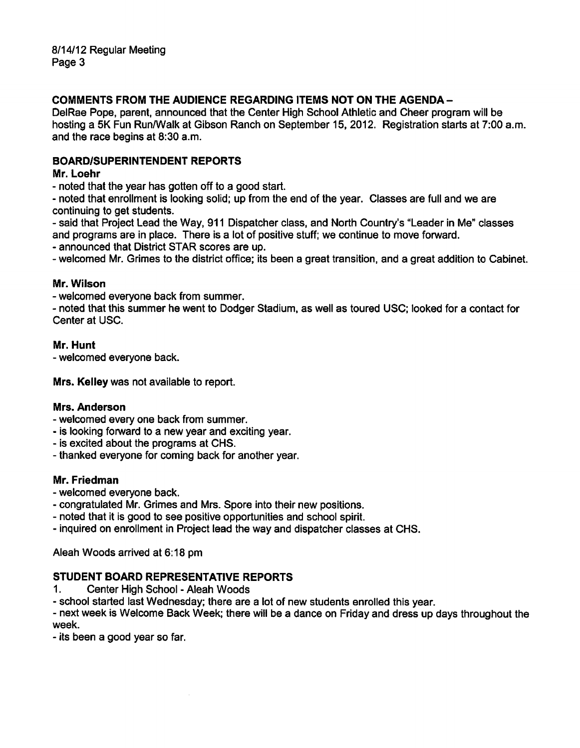## COMMENTS FROM THE AUDIENCE REGARDING ITEMS NOT ON THE AGENDA –

DelRae Pope, parent, announced that the Center High School Athletic and Cheer program will be hosting a 5K Fun Run/Walk at Gibson Ranch on September 15, 2012. Registration starts at 7:00 a.m. and the race begins at 8:30 a.m.

## BOARD/SUPERINTENDENT REPORTS

**Mr. Loehr**

- noted that the year has gotten off to a good start.
- noted that enrollment is looking solid; up from the end of the year. Classes are full and we are continuing to get students.
- said that Project Lead the Way, 911 Dispatcher class, and North Country's "Leader in Me" classes and programs are in place. There is a lot of positive stuff; we continue to move forward.
- announced that District STAR scores are up.
- welcomed Mr. Grimes to the district office; its been a great transition, and a great addition to Cabinet.

**Mr. Wilson**

- welcomed everyone back from summer.
- noted that this summer he went to Dodger Stadium, as well as toured USC; looked for a contact for Center at USC.

**Mr. Hunt**

- welcomed everyone back.

**Mrs. Kelley** was not available to report.

**Mrs. Anderson**

- welcomed every one back from summer.
- is looking forward to a new year and exciting year.
- is excited about the programs at CHS.
- thanked everyone for coming back for another year.

**Mr. Friedman**

- welcomed everyone back.
- congratulated Mr. Grimes and Mrs. Spore into their new positions.
- noted that it is good to see positive opportunities and school spirit.
- inquired on enrollment in Project lead the way and dispatcher classes at CHS.

Aleah Woods arrived at 6:18 pm

## STUDENT BOARD REPRESENTATIVE REPORTS

1. Center High School - Aleah Woods

- school started last Wednesday; there are a lot of new students enrolled this year.
- next week is Welcome Back Week; there will be a dance on Friday and dress up days throughout the week.
- its been a good year so far.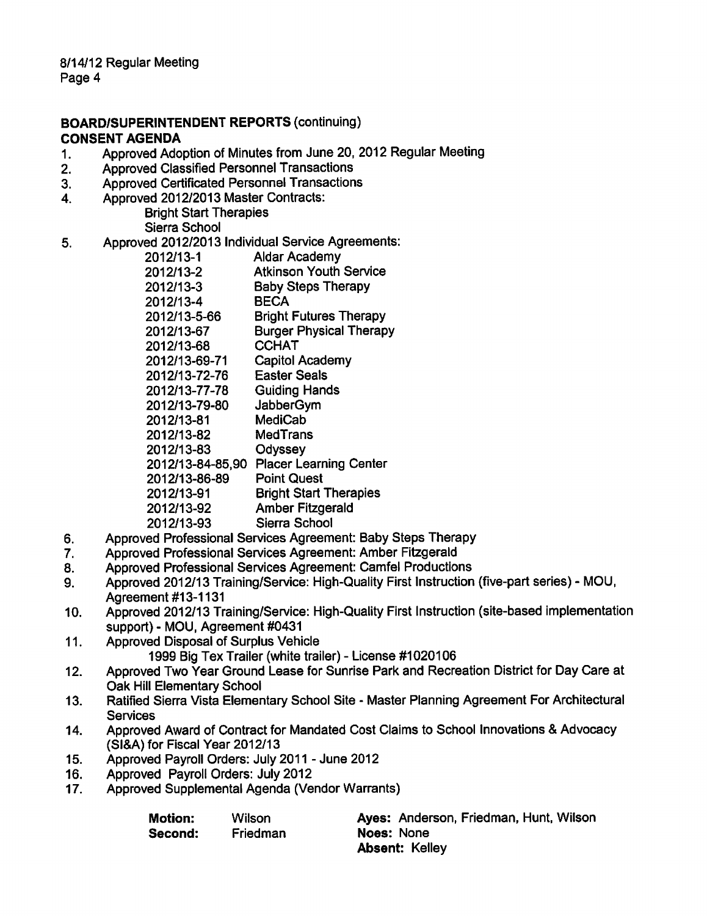**BOARD/SUPERINTENDENT REPORTS** (continuing)

**CONSENT AGENDA**

1. Approved Adoption of Minutes from June 20, 2012 Regular Meeting
2. Approved Classified Personnel Transactions
3. Approved Certificated Personnel Transactions
4. Approved 2012/2013 Master Contracts:
   - Bright Start Therapies
   - Sierra School
5. Approved 2012/2013 Individual Service Agreements:

| | |
|---|---|
| 2012/13-1 | Aldar Academy |
| 2012/13-2 | Atkinson Youth Service |
| 2012/13-3 | Baby Steps Therapy |
| 2012/13-4 | BECA |
| 2012/13-5-66 | Bright Futures Therapy |
| 2012/13-67 | Burger Physical Therapy |
| 2012/13-68 | CCHAT |
| 2012/13-69-71 | Capitol Academy |
| 2012/13-72-76 | Easter Seals |
| 2012/13-77-78 | Guiding Hands |
| 2012/13-79-80 | JabberGym |
| 2012/13-81 | MediCab |
| 2012/13-82 | MedTrans |
| 2012/13-83 | Odyssey |
| 2012/13-84-85,90 | Placer Learning Center |
| 2012/13-86-89 | Point Quest |
| 2012/13-91 | Bright Start Therapies |
| 2012/13-92 | Amber Fitzgerald |
| 2012/13-93 | Sierra School |

6. Approved Professional Services Agreement: Baby Steps Therapy
7. Approved Professional Services Agreement: Amber Fitzgerald
8. Approved Professional Services Agreement: Camfel Productions
9. Approved 2012/13 Training/Service: High-Quality First Instruction (five-part series) - MOU, Agreement #13-1131
10. Approved 2012/13 Training/Service: High-Quality First Instruction (site-based implementation support) - MOU, Agreement #0431
11. Approved Disposal of Surplus Vehicle
    - 1999 Big Tex Trailer (white trailer) - License #1020106
12. Approved Two Year Ground Lease for Sunrise Park and Recreation District for Day Care at Oak Hill Elementary School
13. Ratified Sierra Vista Elementary School Site - Master Planning Agreement For Architectural Services
14. Approved Award of Contract for Mandated Cost Claims to School Innovations & Advocacy (SI&A) for Fiscal Year 2012/13
15. Approved Payroll Orders: July 2011 - June 2012
16. Approved Payroll Orders: July 2012
17. Approved Supplemental Agenda (Vendor Warrants)

| | | |
|---|---|---|
| **Motion:** Wilson | | **Ayes:** Anderson, Friedman, Hunt, Wilson |
| **Second:** Friedman | | **Noes:** None |
| | | **Absent:** Kelley |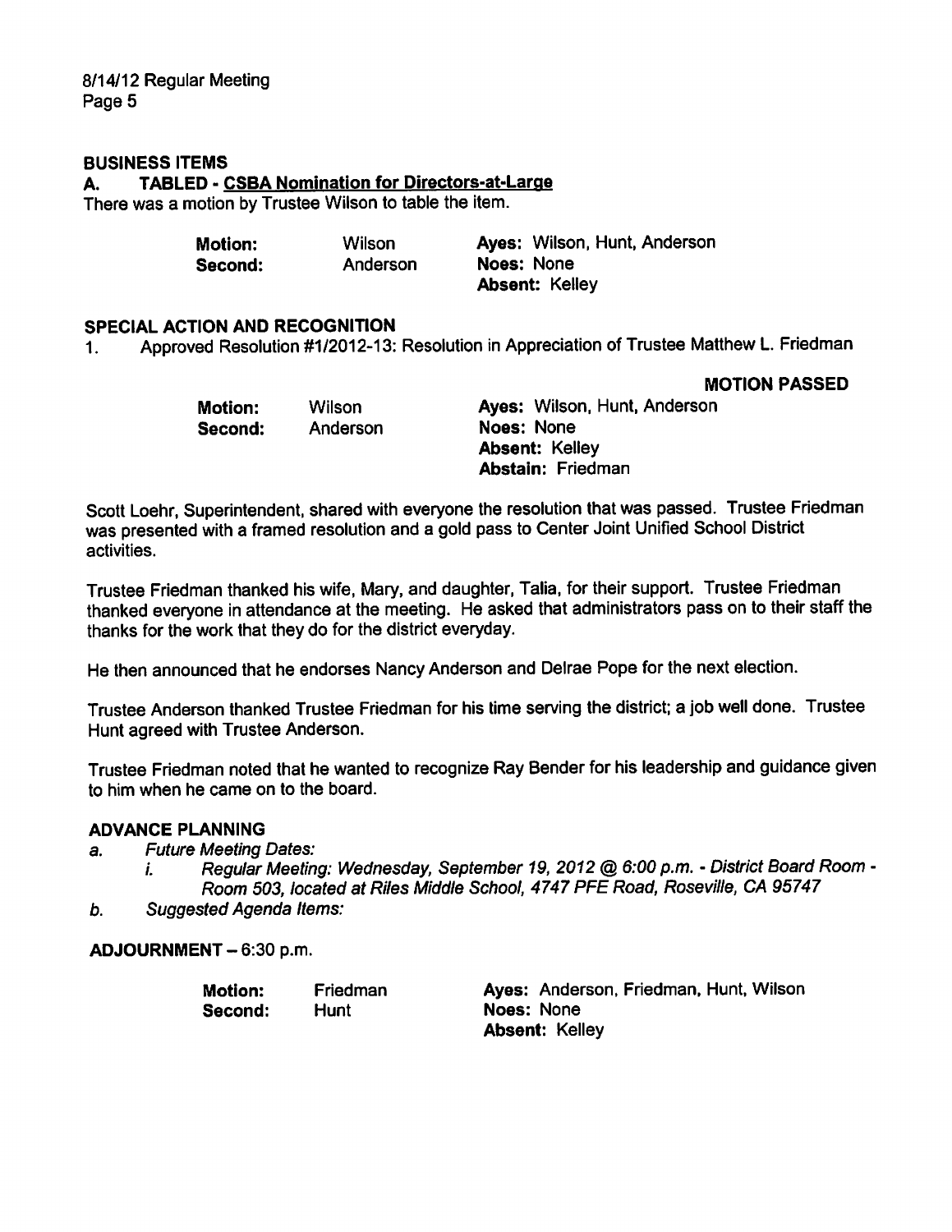## BUSINESS ITEMS

### A. TABLED - <u>CSBA Nomination for Directors-at-Large</u>

There was a motion by Trustee Wilson to table the item.

| | | |
|---|---|---|
| **Motion:** | Wilson | **Ayes:** Wilson, Hunt, Anderson |
| **Second:** | Anderson | **Noes:** None |
| | | **Absent:** Kelley |

## SPECIAL ACTION AND RECOGNITION

1. Approved Resolution #1/2012-13: Resolution in Appreciation of Trustee Matthew L. Friedman

**MOTION PASSED**

| | | |
|---|---|---|
| **Motion:** | Wilson | **Ayes:** Wilson, Hunt, Anderson |
| **Second:** | Anderson | **Noes:** None |
| | | **Absent:** Kelley |
| | | **Abstain:** Friedman |

Scott Loehr, Superintendent, shared with everyone the resolution that was passed. Trustee Friedman was presented with a framed resolution and a gold pass to Center Joint Unified School District activities.

Trustee Friedman thanked his wife, Mary, and daughter, Talia, for their support. Trustee Friedman thanked everyone in attendance at the meeting. He asked that administrators pass on to their staff the thanks for the work that they do for the district everyday.

He then announced that he endorses Nancy Anderson and Delrae Pope for the next election.

Trustee Anderson thanked Trustee Friedman for his time serving the district; a job well done. Trustee Hunt agreed with Trustee Anderson.

Trustee Friedman noted that he wanted to recognize Ray Bender for his leadership and guidance given to him when he came on to the board.

## ADVANCE PLANNING

a. *Future Meeting Dates:*
   i. *Regular Meeting: Wednesday, September 19, 2012 @ 6:00 p.m. - District Board Room - Room 503, located at Riles Middle School, 4747 PFE Road, Roseville, CA 95747*

b. *Suggested Agenda Items:*

## ADJOURNMENT – 6:30 p.m.

| | | |
|---|---|---|
| **Motion:** | Friedman | **Ayes:** Anderson, Friedman, Hunt, Wilson |
| **Second:** | Hunt | **Noes:** None |
| | | **Absent:** Kelley |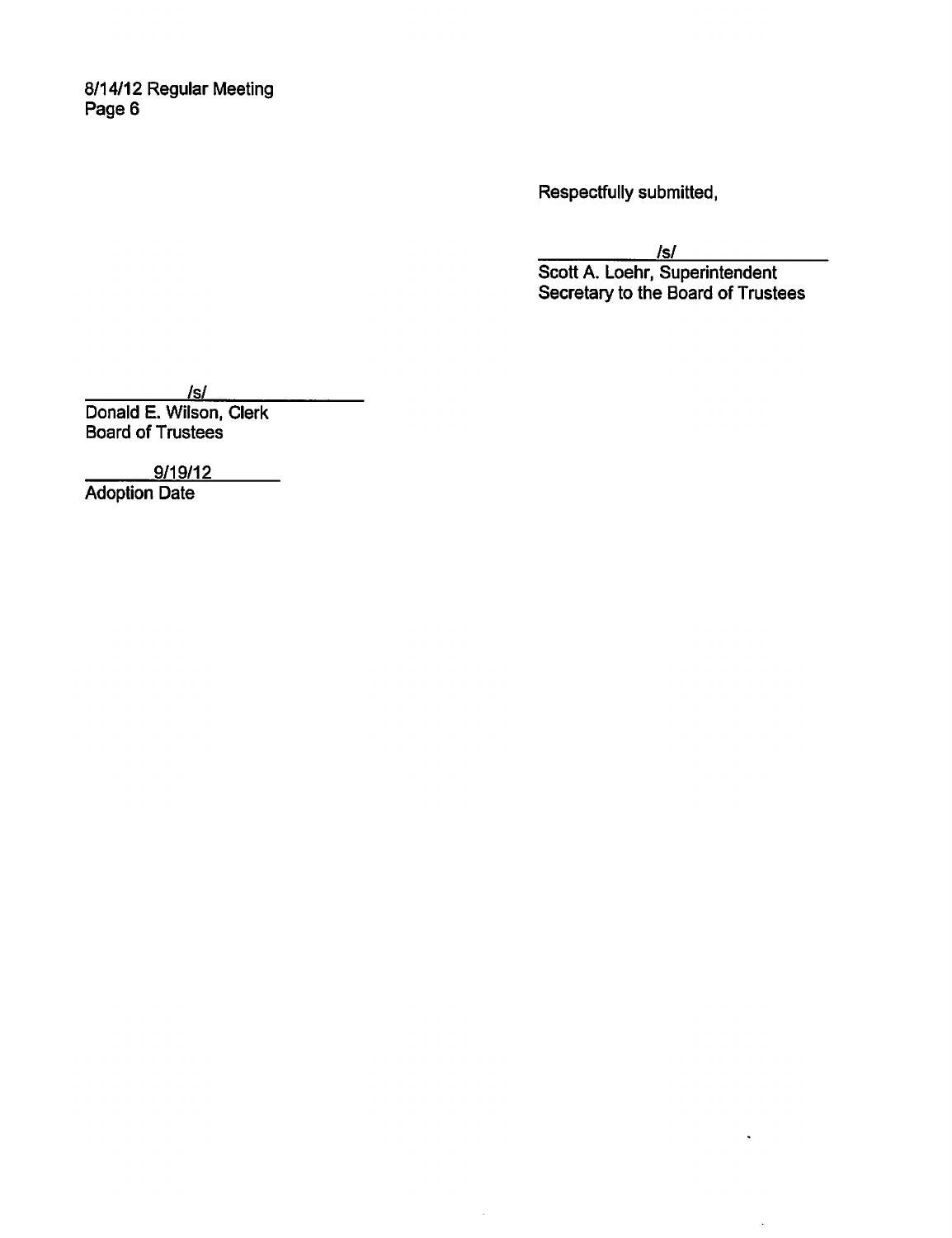Respectfully submitted,

/s/

Scott A. Loehr, Superintendent
Secretary to the Board of Trustees

/s/

Donald E. Wilson, Clerk
Board of Trustees

9/19/12

Adoption Date